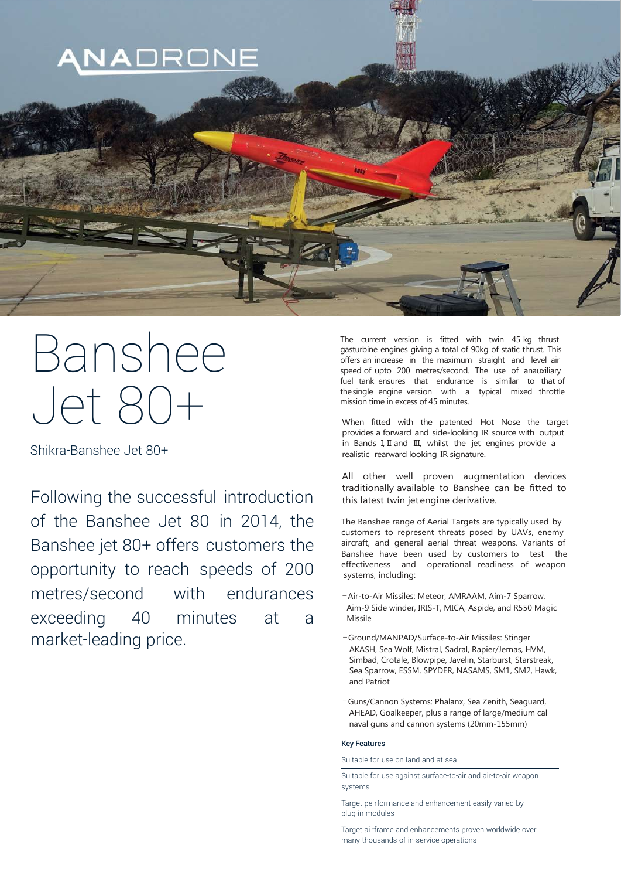ANADRONE

# Banshee Jet 80+

Shikra-Banshee Jet 80+

Following the successful introduction of the Banshee Jet 80 in 2014, the Banshee jet 80+ offers customers the opportunity to reach speeds of 200 metres/second with endurances exceeding 40 minutes at a market-leading price.

The current version is fitted with twin 45 kg thrust gasturbine engines giving a total of 90kg of static thrust. This offers an increase in the maximum straight and level air speed of upto 200 metres/second. The use of anauxiliary fuel tank ensures that endurance is similar to that of thesingle engine version with a typical mixed throttle mission time in excess of 45 minutes.

When fitted with the patented Hot Nose the target provides a forward and side-looking IR source with output in Bands I, II and III, whilst the jet engines provide a realistic rearward looking IR signature.

All other well proven augmentation devices traditionally available to Banshee can be fitted to this latest twin jetengine derivative.

The Banshee range of Aerial Targets are typically used by customers to represent threats posed by UAVs, enemy aircraft, and general aerial threat weapons. Variants of Banshee have been used by customers to test the effectiveness and operational readiness of weapon systems, including:

- Air-to-Air Missiles: Meteor, AMRAAM, Aim-7 Sparrow, Aim-9 Side winder, IRIS-T, MICA, Aspide, and R550 Magic Missile
- Ground/MANPAD/Surface-to-Air Missiles: Stinger AKASH, Sea Wolf, Mistral, Sadral, Rapier/Jernas, HVM, Simbad, Crotale, Blowpipe, Javelin, Starburst, Starstreak, Sea Sparrow, ESSM, SPYDER, NASAMS, SM1, SM2, Hawk, and Patriot
- Guns/Cannon Systems: Phalanx, Sea Zenith, Seaguard, AHEAD, Goalkeeper, plus a range of large/medium cal naval guns and cannon systems (20mm-155mm)

**Key Features**

- Suitable for use on land and at sea
- Suitable for use against surface-to-air and air-to-air weapon systems
- Target pe rformance and enhancement easily varied by plug-in modules
- Target ai rframe and enhancements proven worldwide over many thousands of in-service operations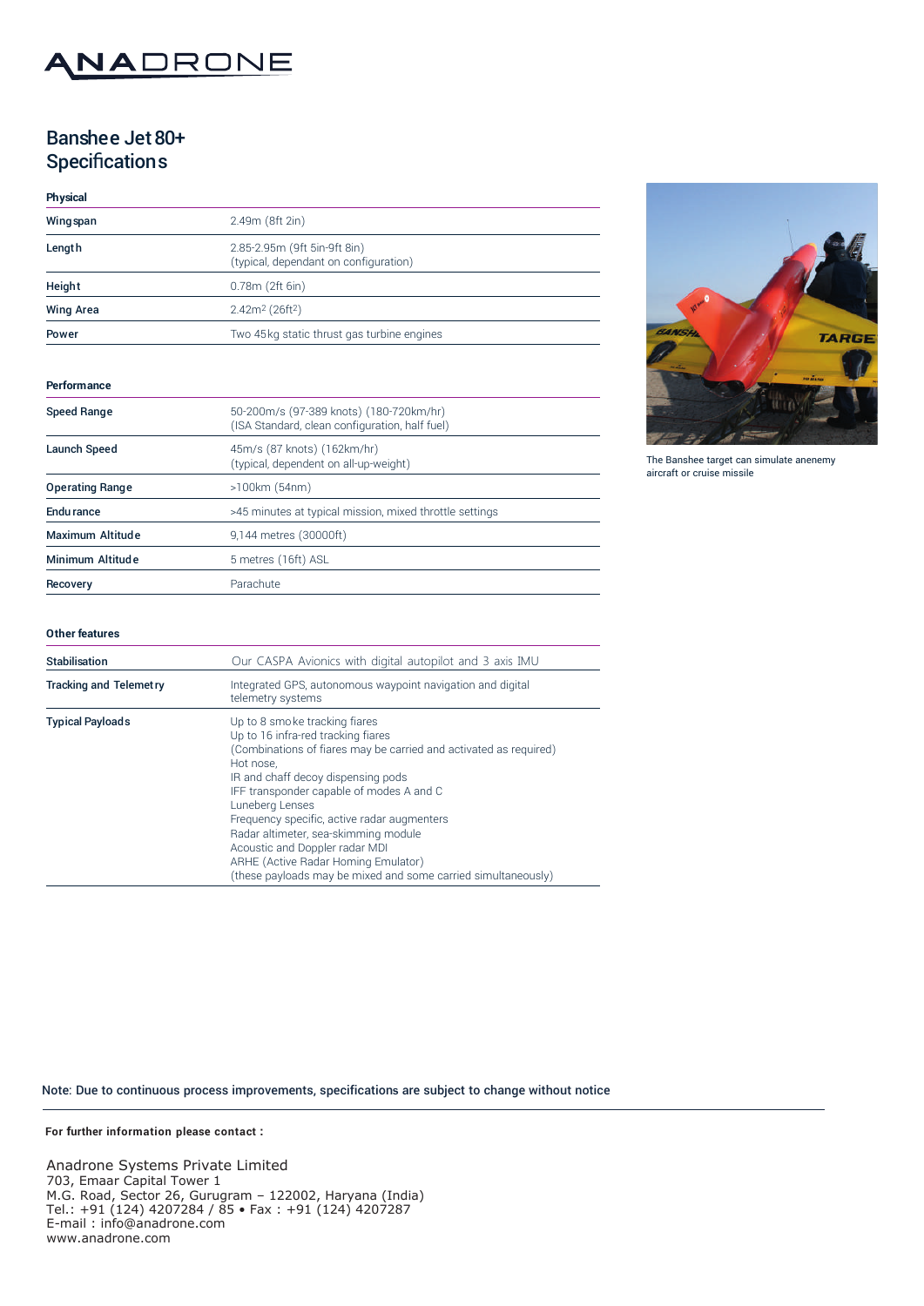# ANADRONE

## Banshee Jet 80+ Specifications

### Physical

| | |
|---|---|
| **Wingspan** | 2.49m (8ft 2in) |
| **Length** | 2.85-2.95m (9ft 5in-9ft 8in) (typical, dependant on configuration) |
| **Height** | 0.78m (2ft 6in) |
| **Wing Area** | 2.42m² (26ft²) |
| **Power** | Two 45kg static thrust gas turbine engines |

### Performance

| | |
|---|---|
| **Speed Range** | 50-200m/s (97-389 knots) (180-720km/hr) (ISA Standard, clean configuration, half fuel) |
| **Launch Speed** | 45m/s (87 knots) (162km/hr) (typical, dependent on all-up-weight) |
| **Operating Range** | >100km (54nm) |
| **Endurance** | >45 minutes at typical mission, mixed throttle settings |
| **Maximum Altitude** | 9,144 metres (30000ft) |
| **Minimum Altitude** | 5 metres (16ft) ASL |
| **Recovery** | Parachute |

### Other features

| | |
|---|---|
| **Stabilisation** | Our CASPA Avionics with digital autopilot and 3 axis IMU |
| **Tracking and Telemetry** | Integrated GPS, autonomous waypoint navigation and digital telemetry systems |
| **Typical Payloads** | Up to 8 smoke tracking flares<br>Up to 16 infra-red tracking flares<br>(Combinations of flares may be carried and activated as required)<br>Hot nose,<br>IR and chaff decoy dispensing pods<br>IFF transponder capable of modes A and C<br>Luneberg Lenses<br>Frequency specific, active radar augmenters<br>Radar altimeter, sea-skimming module<br>Acoustic and Doppler radar MDI<br>ARHE (Active Radar Homing Emulator)<br>(these payloads may be mixed and some carried simultaneously) |

The Banshee target can simulate anenemy aircraft or cruise missile

Note: Due to continuous process improvements, specifications are subject to change without notice

**For further information please contact :**

Anadrone Systems Private Limited
703, Emaar Capital Tower 1
M.G. Road, Sector 26, Gurugram – 122002, Haryana (India)
Tel.: +91 (124) 4207284 / 85 • Fax : +91 (124) 4207287
E-mail : info@anadrone.com
www.anadrone.com